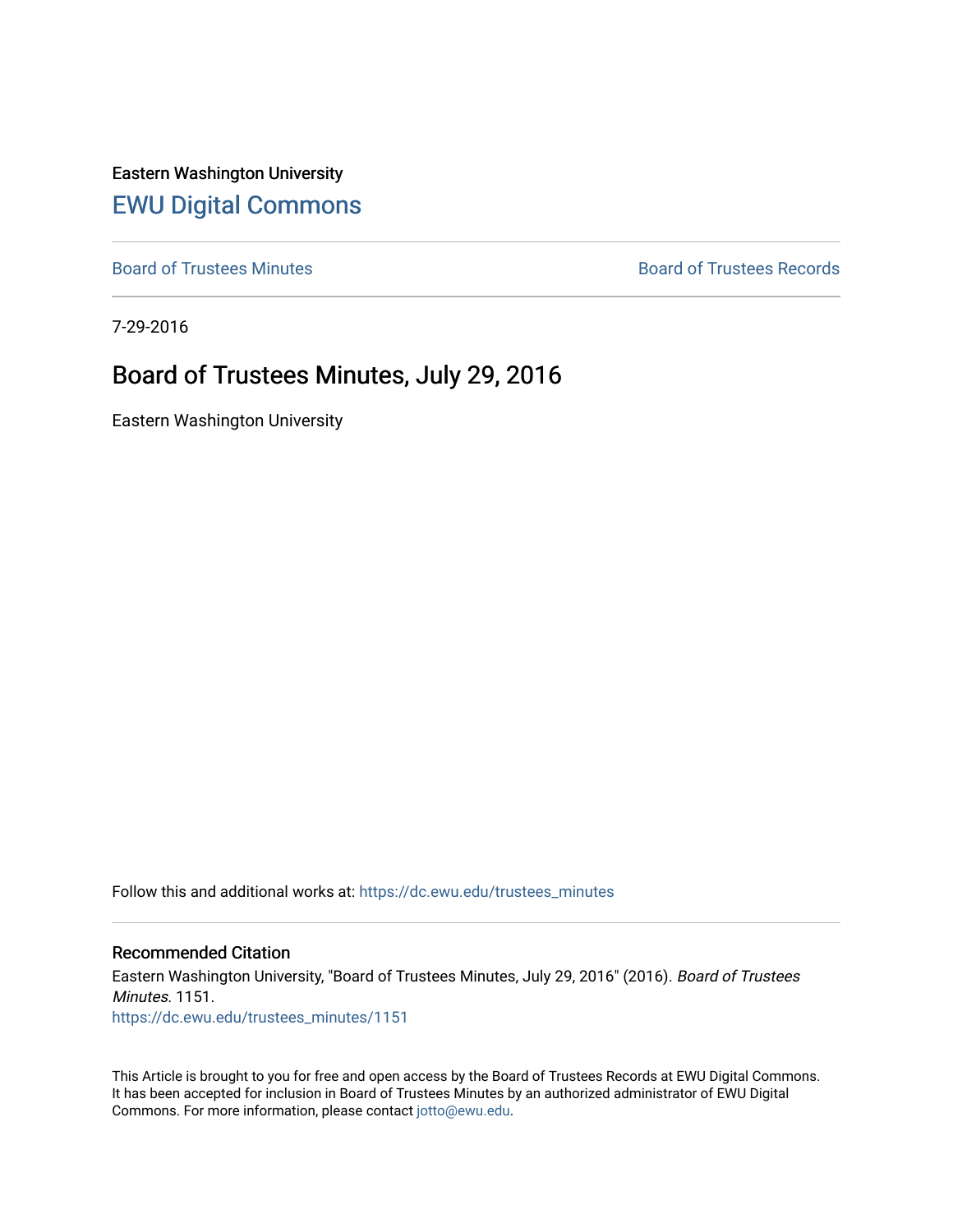Eastern Washington University

## EWU Digital Commons

Board of Trustees Minutes | Board of Trustees Records

7-29-2016

# Board of Trustees Minutes, July 29, 2016

Eastern Washington University

Follow this and additional works at: https://dc.ewu.edu/trustees_minutes

### Recommended Citation

Eastern Washington University, "Board of Trustees Minutes, July 29, 2016" (2016). *Board of Trustees Minutes*. 1151.
https://dc.ewu.edu/trustees_minutes/1151

This Article is brought to you for free and open access by the Board of Trustees Records at EWU Digital Commons. It has been accepted for inclusion in Board of Trustees Minutes by an authorized administrator of EWU Digital Commons. For more information, please contact jotto@ewu.edu.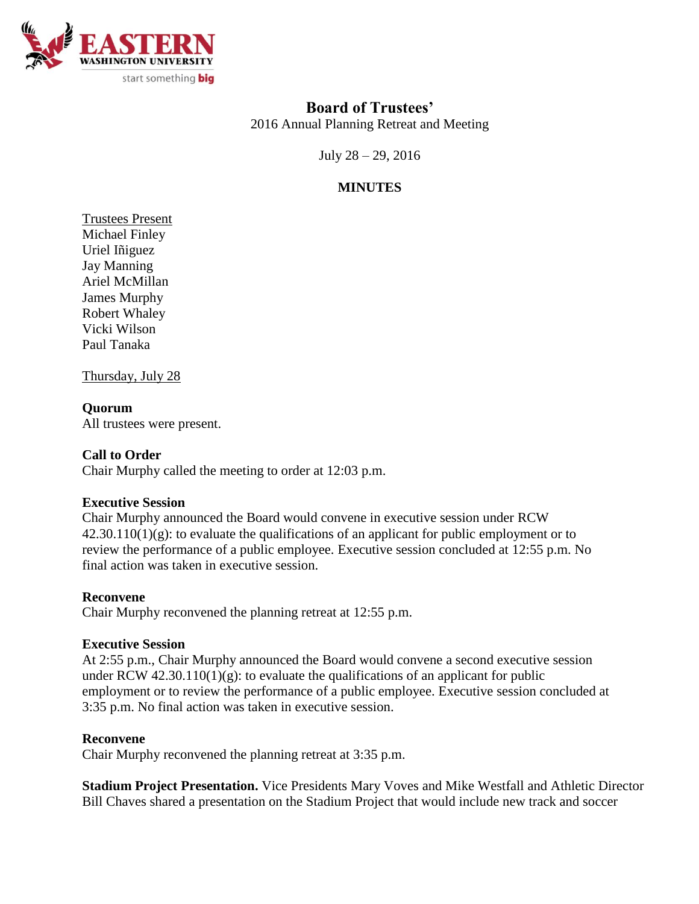# Board of Trustees'

2016 Annual Planning Retreat and Meeting

July 28 – 29, 2016

## MINUTES

Trustees Present
Michael Finley
Uriel Iñiguez
Jay Manning
Ariel McMillan
James Murphy
Robert Whaley
Vicki Wilson
Paul Tanaka

Thursday, July 28

**Quorum**
All trustees were present.

**Call to Order**
Chair Murphy called the meeting to order at 12:03 p.m.

**Executive Session**
Chair Murphy announced the Board would convene in executive session under RCW 42.30.110(1)(g): to evaluate the qualifications of an applicant for public employment or to review the performance of a public employee. Executive session concluded at 12:55 p.m. No final action was taken in executive session.

**Reconvene**
Chair Murphy reconvened the planning retreat at 12:55 p.m.

**Executive Session**
At 2:55 p.m., Chair Murphy announced the Board would convene a second executive session under RCW 42.30.110(1)(g): to evaluate the qualifications of an applicant for public employment or to review the performance of a public employee. Executive session concluded at 3:35 p.m. No final action was taken in executive session.

**Reconvene**
Chair Murphy reconvened the planning retreat at 3:35 p.m.

**Stadium Project Presentation.** Vice Presidents Mary Voves and Mike Westfall and Athletic Director Bill Chaves shared a presentation on the Stadium Project that would include new track and soccer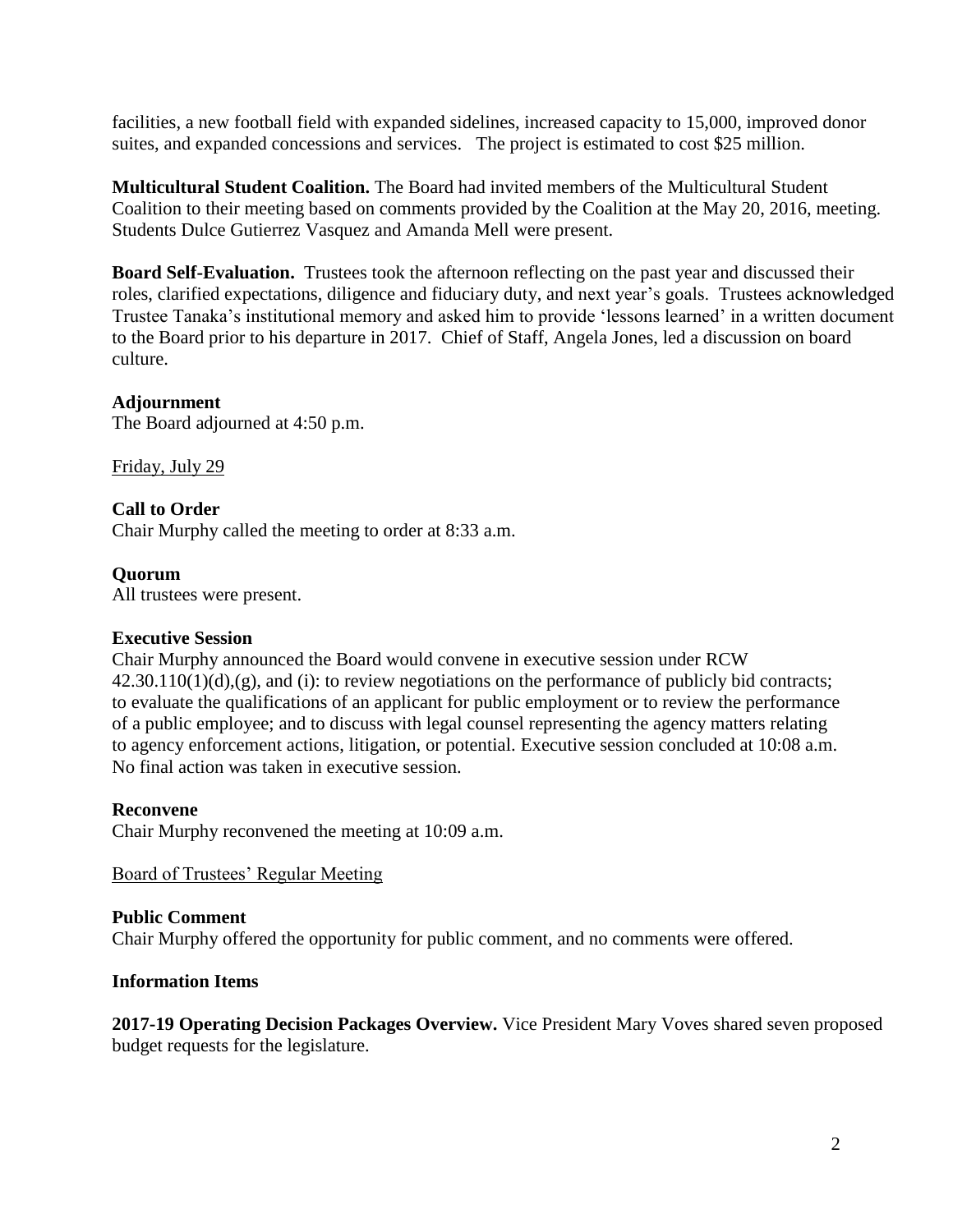facilities, a new football field with expanded sidelines, increased capacity to 15,000, improved donor suites, and expanded concessions and services. The project is estimated to cost $25 million.

**Multicultural Student Coalition.** The Board had invited members of the Multicultural Student Coalition to their meeting based on comments provided by the Coalition at the May 20, 2016, meeting. Students Dulce Gutierrez Vasquez and Amanda Mell were present.

**Board Self-Evaluation.** Trustees took the afternoon reflecting on the past year and discussed their roles, clarified expectations, diligence and fiduciary duty, and next year's goals. Trustees acknowledged Trustee Tanaka's institutional memory and asked him to provide 'lessons learned' in a written document to the Board prior to his departure in 2017. Chief of Staff, Angela Jones, led a discussion on board culture.

**Adjournment**
The Board adjourned at 4:50 p.m.

Friday, July 29

**Call to Order**
Chair Murphy called the meeting to order at 8:33 a.m.

**Quorum**
All trustees were present.

**Executive Session**
Chair Murphy announced the Board would convene in executive session under RCW 42.30.110(1)(d),(g), and (i): to review negotiations on the performance of publicly bid contracts; to evaluate the qualifications of an applicant for public employment or to review the performance of a public employee; and to discuss with legal counsel representing the agency matters relating to agency enforcement actions, litigation, or potential. Executive session concluded at 10:08 a.m. No final action was taken in executive session.

**Reconvene**
Chair Murphy reconvened the meeting at 10:09 a.m.

Board of Trustees' Regular Meeting

**Public Comment**
Chair Murphy offered the opportunity for public comment, and no comments were offered.

**Information Items**

**2017-19 Operating Decision Packages Overview.** Vice President Mary Voves shared seven proposed budget requests for the legislature.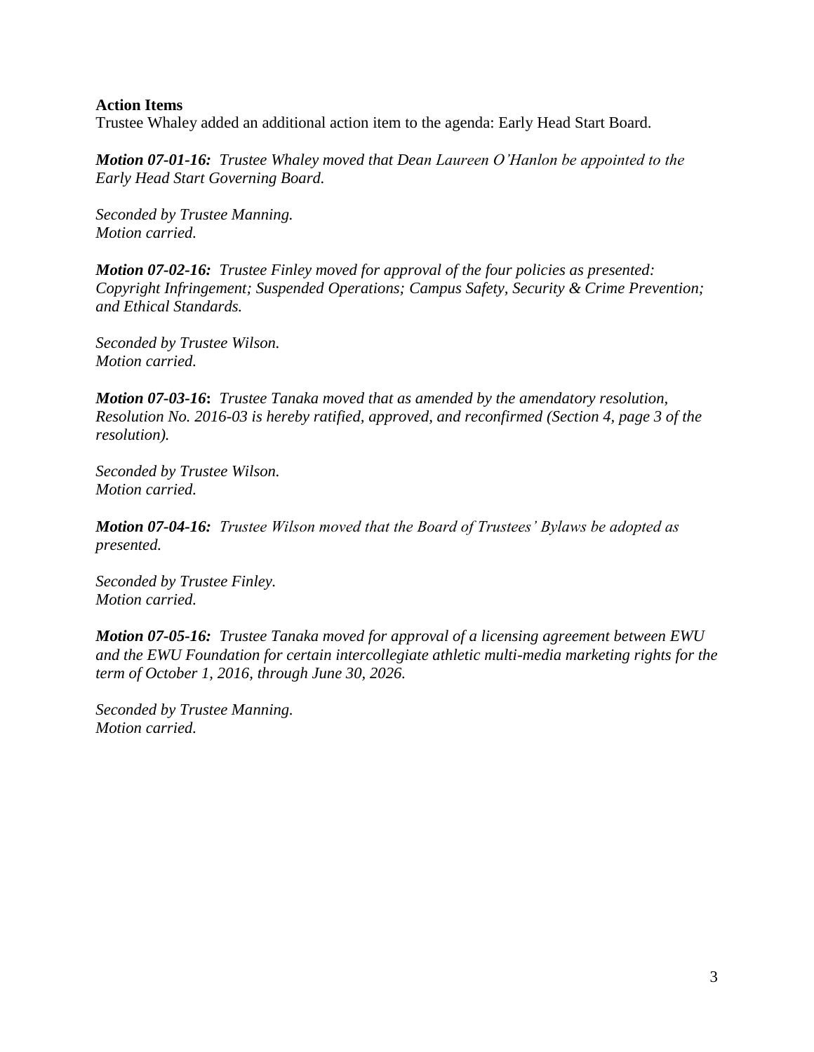**Action Items**

Trustee Whaley added an additional action item to the agenda: Early Head Start Board.

***Motion 07-01-16:*** *Trustee Whaley moved that Dean Laureen O'Hanlon be appointed to the Early Head Start Governing Board.*

*Seconded by Trustee Manning.*
*Motion carried.*

***Motion 07-02-16:*** *Trustee Finley moved for approval of the four policies as presented: Copyright Infringement; Suspended Operations; Campus Safety, Security & Crime Prevention; and Ethical Standards.*

*Seconded by Trustee Wilson.*
*Motion carried.*

***Motion 07-03-16*****:** *Trustee Tanaka moved that as amended by the amendatory resolution, Resolution No. 2016-03 is hereby ratified, approved, and reconfirmed (Section 4, page 3 of the resolution).*

*Seconded by Trustee Wilson.*
*Motion carried.*

***Motion 07-04-16:*** *Trustee Wilson moved that the Board of Trustees' Bylaws be adopted as presented.*

*Seconded by Trustee Finley.*
*Motion carried.*

***Motion 07-05-16:*** *Trustee Tanaka moved for approval of a licensing agreement between EWU and the EWU Foundation for certain intercollegiate athletic multi-media marketing rights for the term of October 1, 2016, through June 30, 2026.*

*Seconded by Trustee Manning.*
*Motion carried.*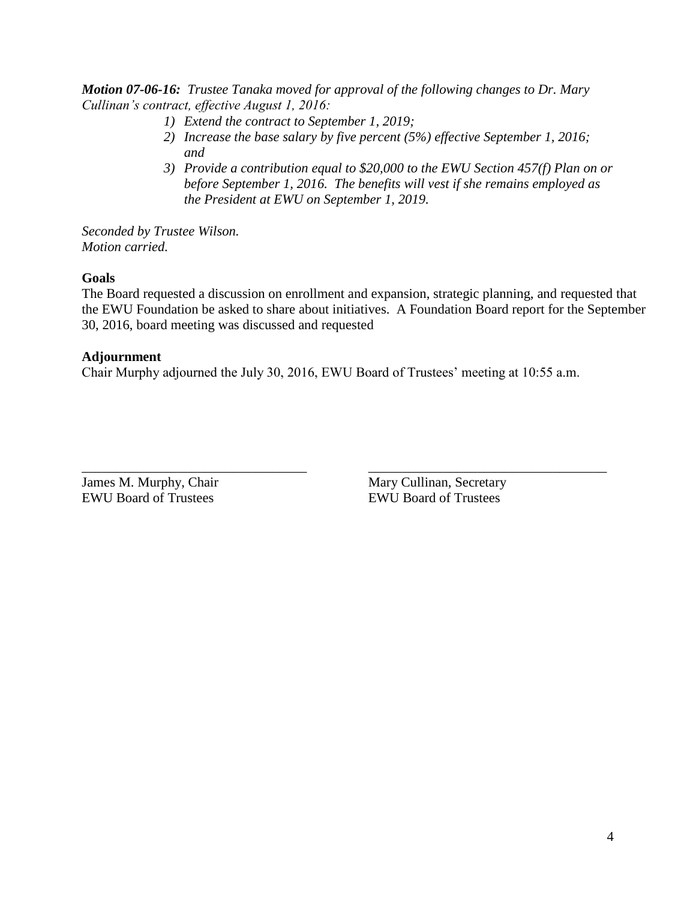***Motion 07-06-16:*** *Trustee Tanaka moved for approval of the following changes to Dr. Mary Cullinan's contract, effective August 1, 2016:*

1) *Extend the contract to September 1, 2019;*
2) *Increase the base salary by five percent (5%) effective September 1, 2016; and*
3) *Provide a contribution equal to $20,000 to the EWU Section 457(f) Plan on or before September 1, 2016. The benefits will vest if she remains employed as the President at EWU on September 1, 2019.*

*Seconded by Trustee Wilson.*
*Motion carried.*

**Goals**

The Board requested a discussion on enrollment and expansion, strategic planning, and requested that the EWU Foundation be asked to share about initiatives. A Foundation Board report for the September 30, 2016, board meeting was discussed and requested

**Adjournment**

Chair Murphy adjourned the July 30, 2016, EWU Board of Trustees' meeting at 10:55 a.m.

| | |
|---|---|
| ________________________________ | ________________________________ |
| James M. Murphy, Chair | Mary Cullinan, Secretary |
| EWU Board of Trustees | EWU Board of Trustees |